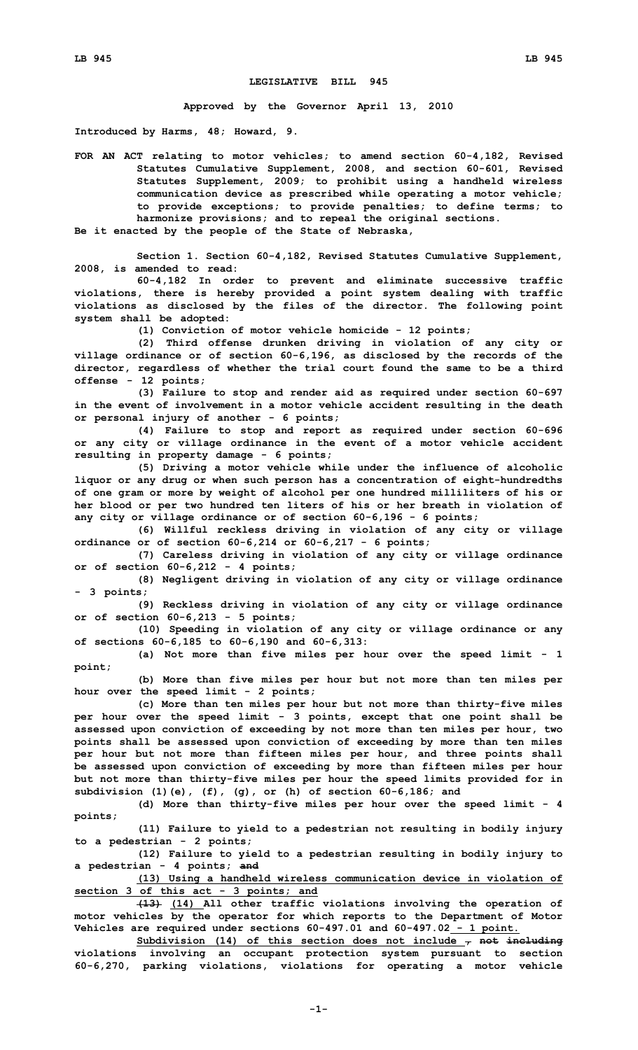# LEGISLATIVE BILL 945

**Approved by the Governor April 13, 2010**

**Introduced by Harms, 48; Howard, 9.**

**FOR AN ACT relating to motor vehicles; to amend section 60-4,182, Revised Statutes Cumulative Supplement, 2008, and section 60-601, Revised Statutes Supplement, 2009; to prohibit using a handheld wireless communication device as prescribed while operating a motor vehicle; to provide exceptions; to provide penalties; to define terms; to harmonize provisions; and to repeal the original sections.**

**Be it enacted by the people of the State of Nebraska,**

**Section 1. Section 60-4,182, Revised Statutes Cumulative Supplement, 2008, is amended to read:**

**60-4,182 In order to prevent and eliminate successive traffic violations, there is hereby provided a point system dealing with traffic violations as disclosed by the files of the director. The following point system shall be adopted:**

**(1) Conviction of motor vehicle homicide - 12 points;**

**(2) Third offense drunken driving in violation of any city or village ordinance or of section 60-6,196, as disclosed by the records of the director, regardless of whether the trial court found the same to be a third offense - 12 points;**

**(3) Failure to stop and render aid as required under section 60-697 in the event of involvement in a motor vehicle accident resulting in the death or personal injury of another - 6 points;**

**(4) Failure to stop and report as required under section 60-696 or any city or village ordinance in the event of a motor vehicle accident resulting in property damage - 6 points;**

**(5) Driving a motor vehicle while under the influence of alcoholic liquor or any drug or when such person has a concentration of eight-hundredths of one gram or more by weight of alcohol per one hundred milliliters of his or her blood or per two hundred ten liters of his or her breath in violation of any city or village ordinance or of section 60-6,196 - 6 points;**

**(6) Willful reckless driving in violation of any city or village ordinance or of section 60-6,214 or 60-6,217 - 6 points;**

**(7) Careless driving in violation of any city or village ordinance or of section 60-6,212 - 4 points;**

**(8) Negligent driving in violation of any city or village ordinance - 3 points;**

**(9) Reckless driving in violation of any city or village ordinance or of section 60-6,213 - 5 points;**

**(10) Speeding in violation of any city or village ordinance or any of sections 60-6,185 to 60-6,190 and 60-6,313:**

**(a) Not more than five miles per hour over the speed limit - 1 point;**

**(b) More than five miles per hour but not more than ten miles per hour over the speed limit - 2 points;**

**(c) More than ten miles per hour but not more than thirty-five miles per hour over the speed limit - 3 points, except that one point shall be assessed upon conviction of exceeding by not more than ten miles per hour, two points shall be assessed upon conviction of exceeding by more than ten miles per hour but not more than fifteen miles per hour, and three points shall be assessed upon conviction of exceeding by more than fifteen miles per hour but not more than thirty-five miles per hour the speed limits provided for in subdivision (1)(e), (f), (g), or (h) of section 60-6,186; and**

**(d) More than thirty-five miles per hour over the speed limit - 4 points;**

**(11) Failure to yield to a pedestrian not resulting in bodily injury to a pedestrian - 2 points;**

**(12) Failure to yield to a pedestrian resulting in bodily injury to a pedestrian - 4 points; ~~and~~**

**<u>(13) Using a handheld wireless communication device in violation of section 3 of this act - 3 points; and</u>**

**~~(13)~~ <u>(14)</u> All other traffic violations involving the operation of motor vehicles by the operator for which reports to the Department of Motor Vehicles are required under sections 60-497.01 and 60-497.02 <u>- 1 point.</u>**

**<u>Subdivision (14) of this section does not include</u> ~~, not including~~ violations involving an occupant protection system pursuant to section 60-6,270, parking violations, violations for operating a motor vehicle**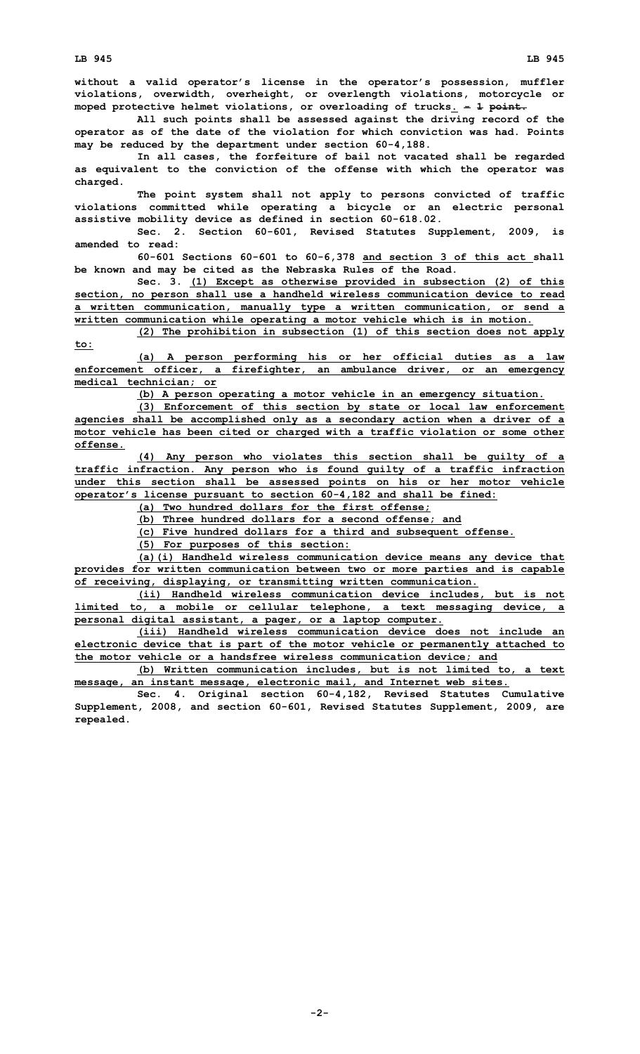**without a valid operator's license in the operator's possession, muffler violations, overwidth, overheight, or overlength violations, motorcycle or moped protective helmet violations, or overloading of trucks.** ~~- 1 point.~~

**All such points shall be assessed against the driving record of the operator as of the date of the violation for which conviction was had. Points may be reduced by the department under section 60-4,188.**

**In all cases, the forfeiture of bail not vacated shall be regarded as equivalent to the conviction of the offense with which the operator was charged.**

**The point system shall not apply to persons convicted of traffic violations committed while operating a bicycle or an electric personal assistive mobility device as defined in section 60-618.02.**

**Sec. 2. Section 60-601, Revised Statutes Supplement, 2009, is amended to read:**

**60-601 Sections 60-601 to 60-6,378 and section 3 of this act shall be known and may be cited as the Nebraska Rules of the Road.**

**Sec. 3. (1) Except as otherwise provided in subsection (2) of this section, no person shall use a handheld wireless communication device to read a written communication, manually type a written communication, or send a written communication while operating a motor vehicle which is in motion.**

**(2) The prohibition in subsection (1) of this section does not apply to:**

**(a) A person performing his or her official duties as a law enforcement officer, a firefighter, an ambulance driver, or an emergency medical technician; or**

**(b) A person operating a motor vehicle in an emergency situation.**

**(3) Enforcement of this section by state or local law enforcement agencies shall be accomplished only as a secondary action when a driver of a motor vehicle has been cited or charged with a traffic violation or some other offense.**

**(4) Any person who violates this section shall be guilty of a traffic infraction. Any person who is found guilty of a traffic infraction under this section shall be assessed points on his or her motor vehicle operator's license pursuant to section 60-4,182 and shall be fined:**

**(a) Two hundred dollars for the first offense;**

**(b) Three hundred dollars for a second offense; and**

**(c) Five hundred dollars for a third and subsequent offense.**

**(5) For purposes of this section:**

**(a)(i) Handheld wireless communication device means any device that provides for written communication between two or more parties and is capable of receiving, displaying, or transmitting written communication.**

**(ii) Handheld wireless communication device includes, but is not limited to, a mobile or cellular telephone, a text messaging device, a personal digital assistant, a pager, or a laptop computer.**

**(iii) Handheld wireless communication device does not include an electronic device that is part of the motor vehicle or permanently attached to the motor vehicle or a handsfree wireless communication device; and**

**(b) Written communication includes, but is not limited to, a text message, an instant message, electronic mail, and Internet web sites.**

**Sec. 4. Original section 60-4,182, Revised Statutes Cumulative Supplement, 2008, and section 60-601, Revised Statutes Supplement, 2009, are repealed.**